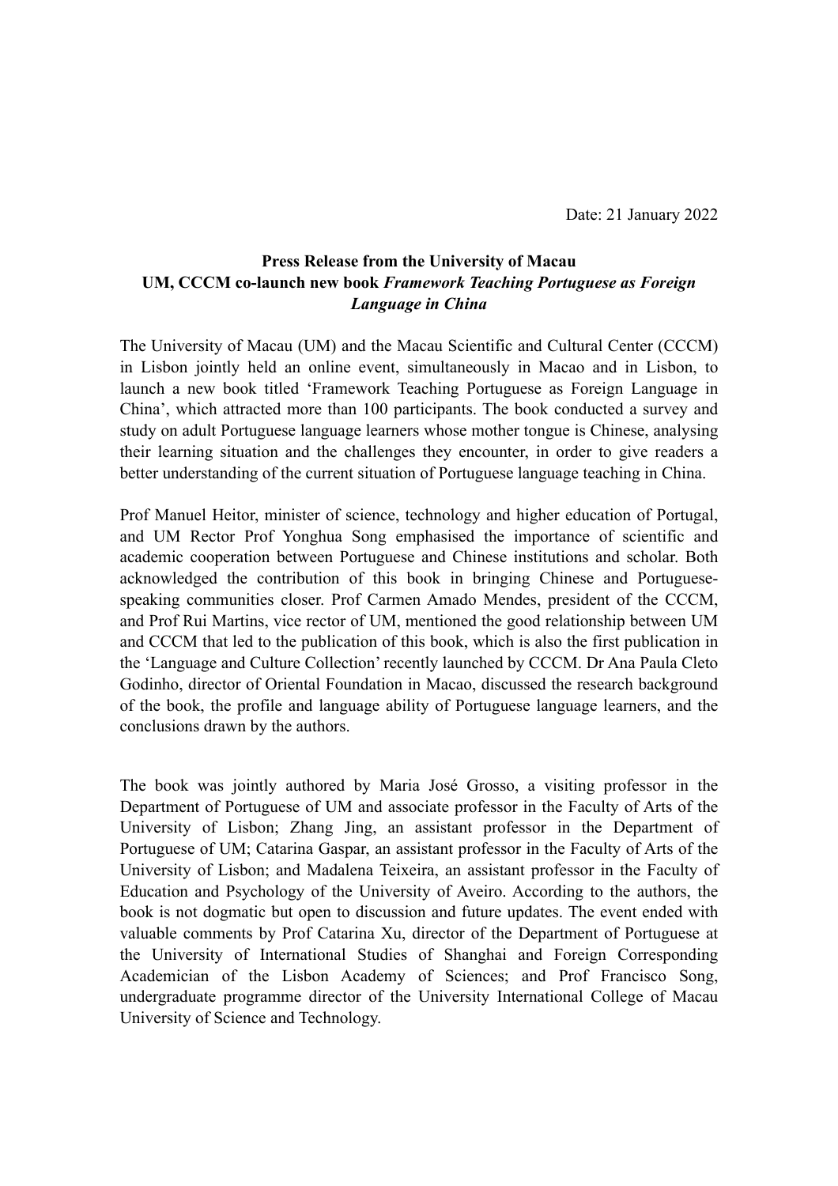Date: 21 January 2022

**Press Release from the University of Macau**
**UM, CCCM co-launch new book *Framework Teaching Portuguese as Foreign Language in China***

The University of Macau (UM) and the Macau Scientific and Cultural Center (CCCM) in Lisbon jointly held an online event, simultaneously in Macao and in Lisbon, to launch a new book titled 'Framework Teaching Portuguese as Foreign Language in China', which attracted more than 100 participants. The book conducted a survey and study on adult Portuguese language learners whose mother tongue is Chinese, analysing their learning situation and the challenges they encounter, in order to give readers a better understanding of the current situation of Portuguese language teaching in China.

Prof Manuel Heitor, minister of science, technology and higher education of Portugal, and UM Rector Prof Yonghua Song emphasised the importance of scientific and academic cooperation between Portuguese and Chinese institutions and scholar. Both acknowledged the contribution of this book in bringing Chinese and Portuguese-speaking communities closer. Prof Carmen Amado Mendes, president of the CCCM, and Prof Rui Martins, vice rector of UM, mentioned the good relationship between UM and CCCM that led to the publication of this book, which is also the first publication in the 'Language and Culture Collection' recently launched by CCCM. Dr Ana Paula Cleto Godinho, director of Oriental Foundation in Macao, discussed the research background of the book, the profile and language ability of Portuguese language learners, and the conclusions drawn by the authors.

The book was jointly authored by Maria José Grosso, a visiting professor in the Department of Portuguese of UM and associate professor in the Faculty of Arts of the University of Lisbon; Zhang Jing, an assistant professor in the Department of Portuguese of UM; Catarina Gaspar, an assistant professor in the Faculty of Arts of the University of Lisbon; and Madalena Teixeira, an assistant professor in the Faculty of Education and Psychology of the University of Aveiro. According to the authors, the book is not dogmatic but open to discussion and future updates. The event ended with valuable comments by Prof Catarina Xu, director of the Department of Portuguese at the University of International Studies of Shanghai and Foreign Corresponding Academician of the Lisbon Academy of Sciences; and Prof Francisco Song, undergraduate programme director of the University International College of Macau University of Science and Technology.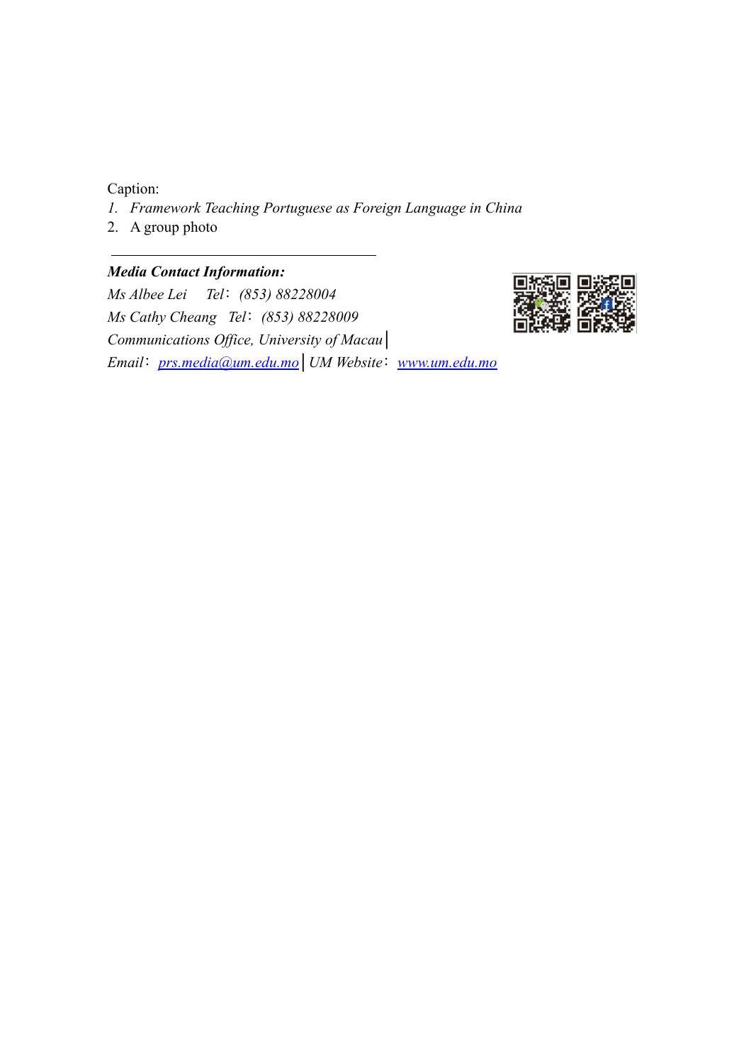Caption:

1. *Framework Teaching Portuguese as Foreign Language in China*
2. A group photo

---

***Media Contact Information:***

*Ms Albee Lei Tel：(853) 88228004*

*Ms Cathy Cheang Tel：(853) 88228009*

*Communications Office, University of Macau*│

*Email：prs.media@um.edu.mo*│*UM Website：www.um.edu.mo*